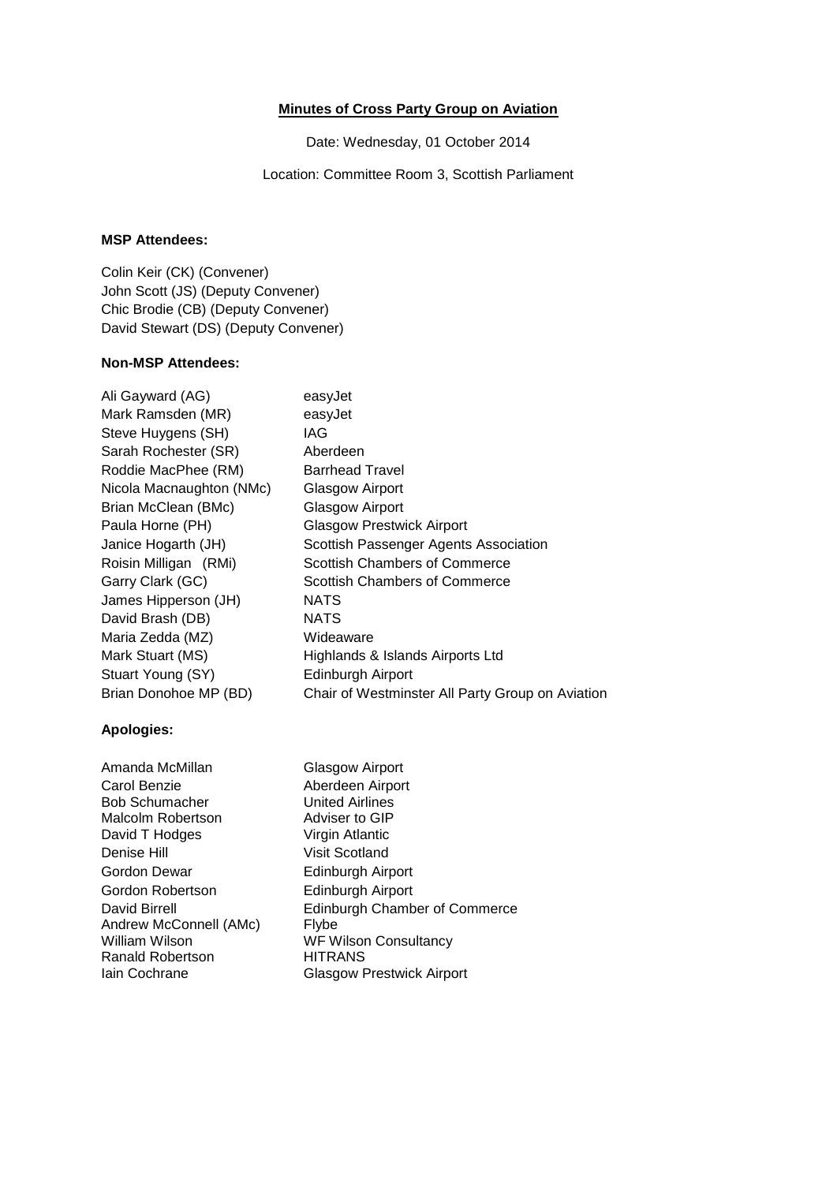**Minutes of Cross Party Group on Aviation**

Date: Wednesday, 01 October 2014

Location: Committee Room 3, Scottish Parliament

**MSP Attendees:**

Colin Keir (CK) (Convener)
John Scott (JS) (Deputy Convener)
Chic Brodie (CB) (Deputy Convener)
David Stewart (DS) (Deputy Convener)

**Non-MSP Attendees:**

| | |
|---|---|
| Ali Gayward (AG) | easyJet |
| Mark Ramsden (MR) | easyJet |
| Steve Huygens (SH) | IAG |
| Sarah Rochester (SR) | Aberdeen |
| Roddie MacPhee (RM) | Barrhead Travel |
| Nicola Macnaughton (NMc) | Glasgow Airport |
| Brian McClean (BMc) | Glasgow Airport |
| Paula Horne (PH) | Glasgow Prestwick Airport |
| Janice Hogarth (JH) | Scottish Passenger Agents Association |
| Roisin Milligan (RMi) | Scottish Chambers of Commerce |
| Garry Clark (GC) | Scottish Chambers of Commerce |
| James Hipperson (JH) | NATS |
| David Brash (DB) | NATS |
| Maria Zedda (MZ) | Wideaware |
| Mark Stuart (MS) | Highlands & Islands Airports Ltd |
| Stuart Young (SY) | Edinburgh Airport |
| Brian Donohoe MP (BD) | Chair of Westminster All Party Group on Aviation |

**Apologies:**

| | |
|---|---|
| Amanda McMillan | Glasgow Airport |
| Carol Benzie | Aberdeen Airport |
| Bob Schumacher | United Airlines |
| Malcolm Robertson | Adviser to GIP |
| David T Hodges | Virgin Atlantic |
| Denise Hill | Visit Scotland |
| Gordon Dewar | Edinburgh Airport |
| Gordon Robertson | Edinburgh Airport |
| David Birrell | Edinburgh Chamber of Commerce |
| Andrew McConnell (AMc) | Flybe |
| William Wilson | WF Wilson Consultancy |
| Ranald Robertson | HITRANS |
| Iain Cochrane | Glasgow Prestwick Airport |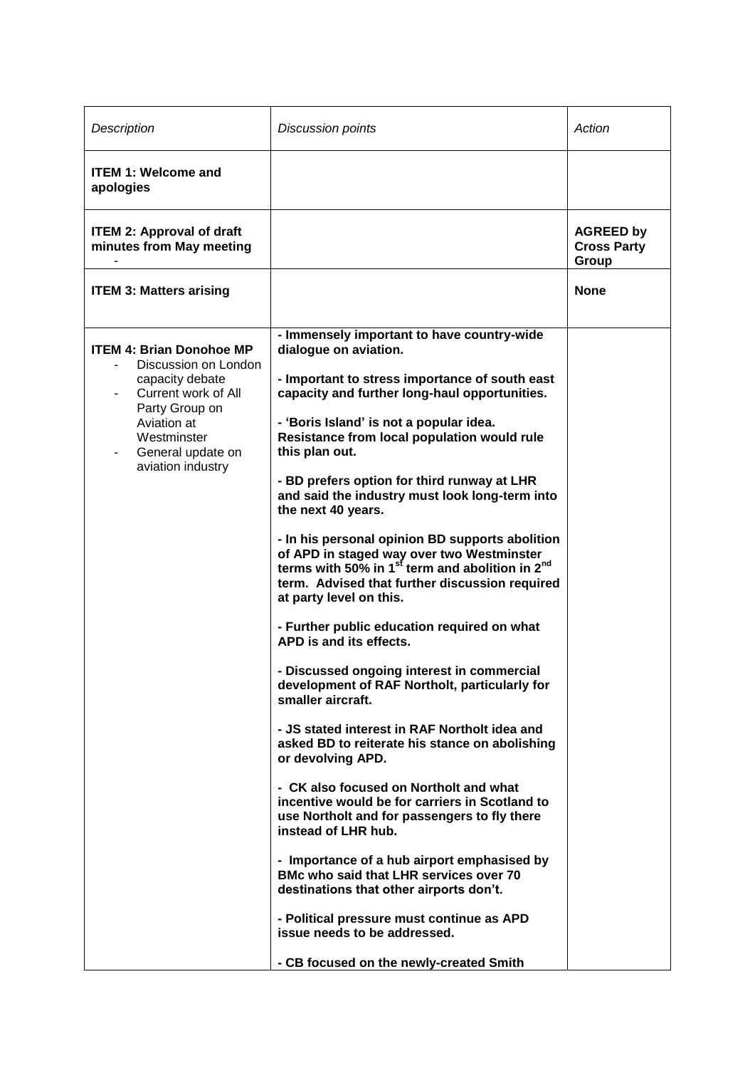| *Description* | *Discussion points* | *Action* |
| --- | --- | --- |
| **ITEM 1: Welcome and apologies** | | |
| **ITEM 2: Approval of draft minutes from May meeting** - | | **AGREED by Cross Party Group** |
| **ITEM 3: Matters arising** | | **None** |
| **ITEM 4: Brian Donohoe MP**<br>- Discussion on London capacity debate<br>- Current work of All Party Group on Aviation at Westminster<br>- General update on aviation industry | **- Immensely important to have country-wide dialogue on aviation.**<br><br>**- Important to stress importance of south east capacity and further long-haul opportunities.**<br><br>**- 'Boris Island' is not a popular idea. Resistance from local population would rule this plan out.**<br><br>**- BD prefers option for third runway at LHR and said the industry must look long-term into the next 40 years.**<br><br>**- In his personal opinion BD supports abolition of APD in staged way over two Westminster terms with 50% in 1st term and abolition in 2nd term. Advised that further discussion required at party level on this.**<br><br>**- Further public education required on what APD is and its effects.**<br><br>**- Discussed ongoing interest in commercial development of RAF Northolt, particularly for smaller aircraft.**<br><br>**- JS stated interest in RAF Northolt idea and asked BD to reiterate his stance on abolishing or devolving APD.**<br><br>**- CK also focused on Northolt and what incentive would be for carriers in Scotland to use Northolt and for passengers to fly there instead of LHR hub.**<br><br>**- Importance of a hub airport emphasised by BMc who said that LHR services over 70 destinations that other airports don't.**<br><br>**- Political pressure must continue as APD issue needs to be addressed.**<br><br>**- CB focused on the newly-created Smith** | |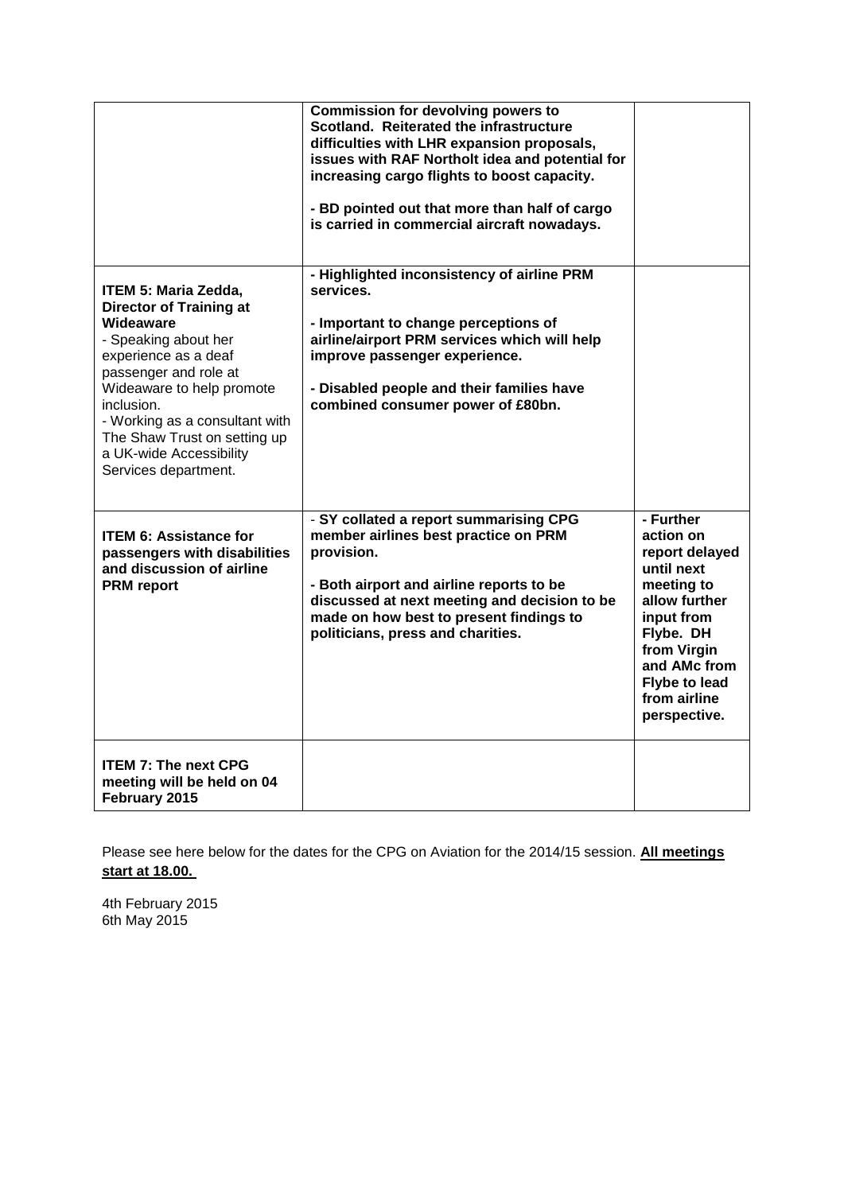| | | |
|---|---|---|
| | **Commission for devolving powers to Scotland. Reiterated the infrastructure difficulties with LHR expansion proposals, issues with RAF Northolt idea and potential for increasing cargo flights to boost capacity.**<br><br>**- BD pointed out that more than half of cargo is carried in commercial aircraft nowadays.** | |
| **ITEM 5: Maria Zedda, Director of Training at Wideaware**<br>- Speaking about her experience as a deaf passenger and role at Wideaware to help promote inclusion.<br>- Working as a consultant with The Shaw Trust on setting up a UK-wide Accessibility Services department. | **- Highlighted inconsistency of airline PRM services.**<br><br>**- Important to change perceptions of airline/airport PRM services which will help improve passenger experience.**<br><br>**- Disabled people and their families have combined consumer power of £80bn.** | |
| **ITEM 6: Assistance for passengers with disabilities and discussion of airline PRM report** | - **SY collated a report summarising CPG member airlines best practice on PRM provision.**<br><br>**- Both airport and airline reports to be discussed at next meeting and decision to be made on how best to present findings to politicians, press and charities.** | **- Further action on report delayed until next meeting to allow further input from Flybe. DH from Virgin and AMc from Flybe to lead from airline perspective.** |
| **ITEM 7: The next CPG meeting will be held on 04 February 2015** | | |

Please see here below for the dates for the CPG on Aviation for the 2014/15 session. **All meetings start at 18.00.**

4th February 2015
6th May 2015